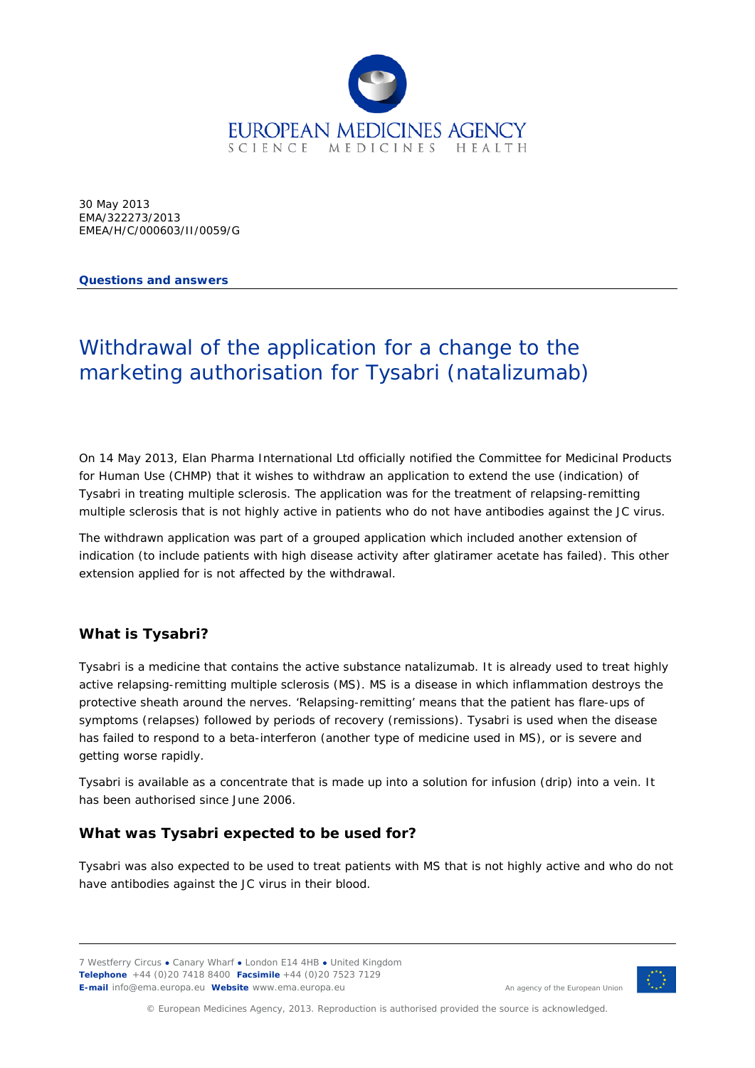EUROPEAN MEDICINES AGENCY
SCIENCE MEDICINES HEALTH

30 May 2013
EMA/322273/2013
EMEA/H/C/000603/II/0059/G

**Questions and answers**

# Withdrawal of the application for a change to the marketing authorisation for Tysabri (natalizumab)

On 14 May 2013, Elan Pharma International Ltd officially notified the Committee for Medicinal Products for Human Use (CHMP) that it wishes to withdraw an application to extend the use (indication) of Tysabri in treating multiple sclerosis. The application was for the treatment of relapsing-remitting multiple sclerosis that is not highly active in patients who do not have antibodies against the JC virus.

The withdrawn application was part of a grouped application which included another extension of indication (to include patients with high disease activity after glatiramer acetate has failed). This other extension applied for is not affected by the withdrawal.

## What is Tysabri?

Tysabri is a medicine that contains the active substance natalizumab. It is already used to treat highly active relapsing-remitting multiple sclerosis (MS). MS is a disease in which inflammation destroys the protective sheath around the nerves. 'Relapsing-remitting' means that the patient has flare-ups of symptoms (relapses) followed by periods of recovery (remissions). Tysabri is used when the disease has failed to respond to a beta-interferon (another type of medicine used in MS), or is severe and getting worse rapidly.

Tysabri is available as a concentrate that is made up into a solution for infusion (drip) into a vein. It has been authorised since June 2006.

## What was Tysabri expected to be used for?

Tysabri was also expected to be used to treat patients with MS that is not highly active and who do not have antibodies against the JC virus in their blood.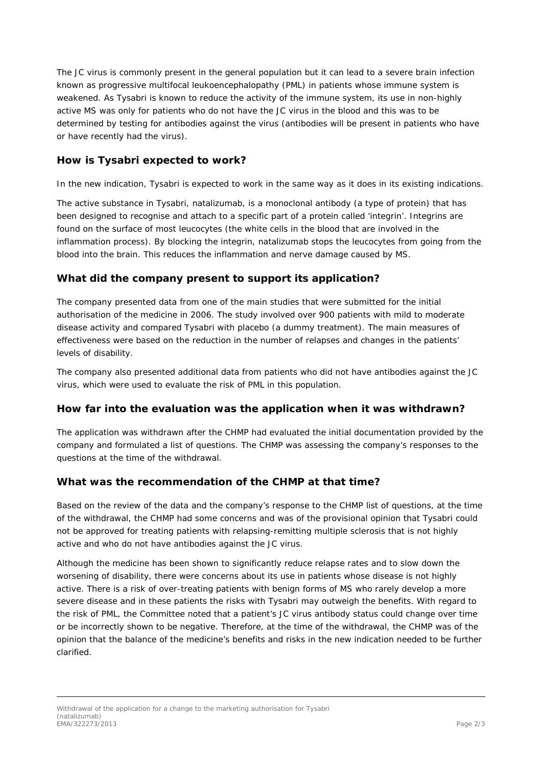The JC virus is commonly present in the general population but it can lead to a severe brain infection known as progressive multifocal leukoencephalopathy (PML) in patients whose immune system is weakened. As Tysabri is known to reduce the activity of the immune system, its use in non-highly active MS was only for patients who do not have the JC virus in the blood and this was to be determined by testing for antibodies against the virus (antibodies will be present in patients who have or have recently had the virus).

## How is Tysabri expected to work?

In the new indication, Tysabri is expected to work in the same way as it does in its existing indications.

The active substance in Tysabri, natalizumab, is a monoclonal antibody (a type of protein) that has been designed to recognise and attach to a specific part of a protein called 'integrin'. Integrins are found on the surface of most leucocytes (the white cells in the blood that are involved in the inflammation process). By blocking the integrin, natalizumab stops the leucocytes from going from the blood into the brain. This reduces the inflammation and nerve damage caused by MS.

## What did the company present to support its application?

The company presented data from one of the main studies that were submitted for the initial authorisation of the medicine in 2006. The study involved over 900 patients with mild to moderate disease activity and compared Tysabri with placebo (a dummy treatment). The main measures of effectiveness were based on the reduction in the number of relapses and changes in the patients' levels of disability.

The company also presented additional data from patients who did not have antibodies against the JC virus, which were used to evaluate the risk of PML in this population.

## How far into the evaluation was the application when it was withdrawn?

The application was withdrawn after the CHMP had evaluated the initial documentation provided by the company and formulated a list of questions. The CHMP was assessing the company's responses to the questions at the time of the withdrawal.

## What was the recommendation of the CHMP at that time?

Based on the review of the data and the company's response to the CHMP list of questions, at the time of the withdrawal, the CHMP had some concerns and was of the provisional opinion that Tysabri could not be approved for treating patients with relapsing-remitting multiple sclerosis that is not highly active and who do not have antibodies against the JC virus.

Although the medicine has been shown to significantly reduce relapse rates and to slow down the worsening of disability, there were concerns about its use in patients whose disease is not highly active. There is a risk of over-treating patients with benign forms of MS who rarely develop a more severe disease and in these patients the risks with Tysabri may outweigh the benefits. With regard to the risk of PML, the Committee noted that a patient's JC virus antibody status could change over time or be incorrectly shown to be negative. Therefore, at the time of the withdrawal, the CHMP was of the opinion that the balance of the medicine's benefits and risks in the new indication needed to be further clarified.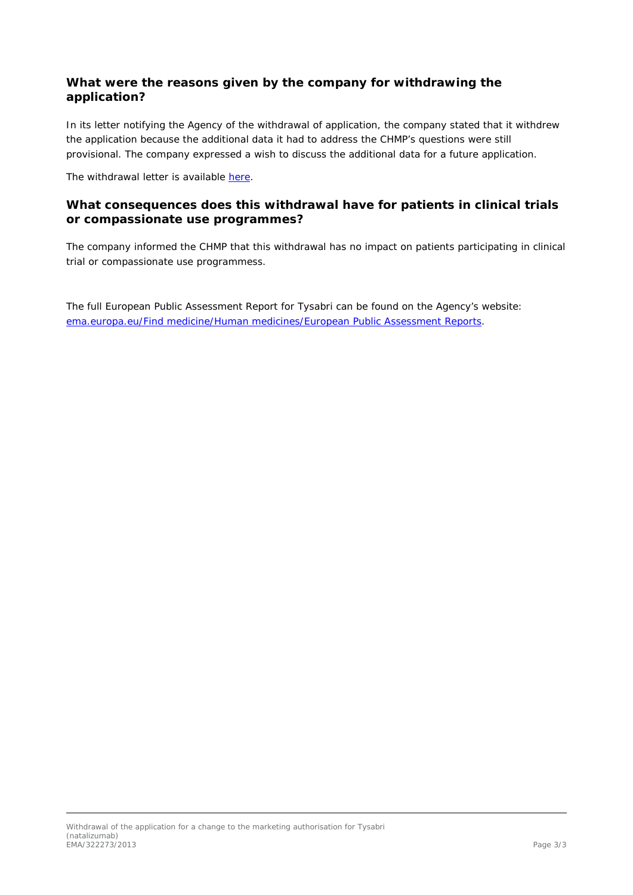## What were the reasons given by the company for withdrawing the application?

In its letter notifying the Agency of the withdrawal of application, the company stated that it withdrew the application because the additional data it had to address the CHMP's questions were still provisional. The company expressed a wish to discuss the additional data for a future application.

The withdrawal letter is available here.

## What consequences does this withdrawal have for patients in clinical trials or compassionate use programmes?

The company informed the CHMP that this withdrawal has no impact on patients participating in clinical trial or compassionate use programmess.

The full European Public Assessment Report for Tysabri can be found on the Agency's website: ema.europa.eu/Find medicine/Human medicines/European Public Assessment Reports.